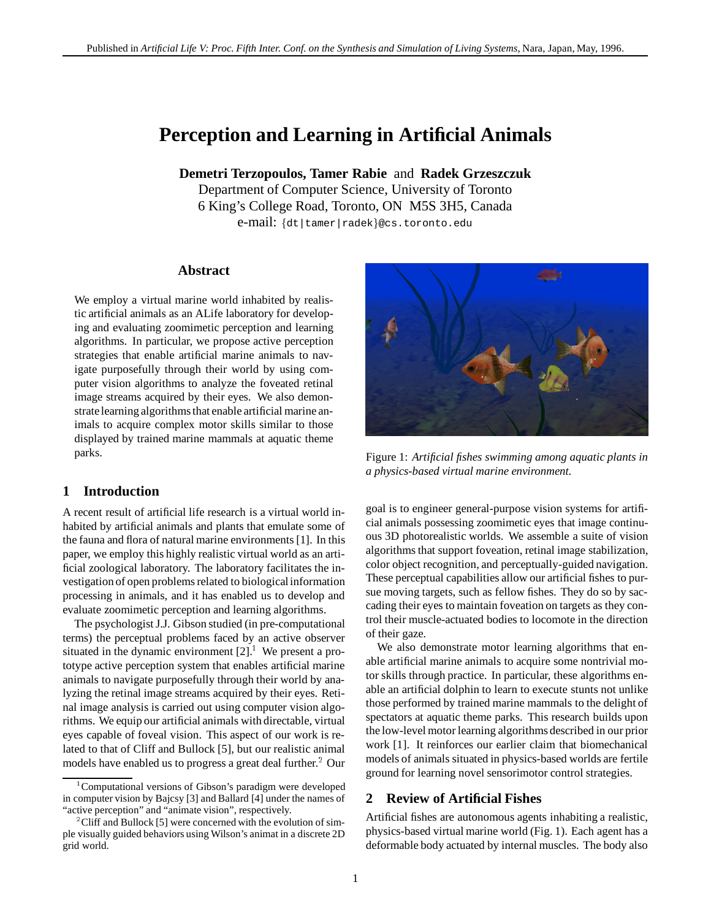# Perception and Learning in Artificial Animals

**Demetri Terzopoulos, Tamer Rabie** and **Radek Grzeszczuk**
Department of Computer Science, University of Toronto
6 King's College Road, Toronto, ON M5S 3H5, Canada
e-mail: {dt|tamer|radek}@cs.toronto.edu

### Abstract

We employ a virtual marine world inhabited by realistic artificial animals as an ALife laboratory for developing and evaluating zoomimetic perception and learning algorithms. In particular, we propose active perception strategies that enable artificial marine animals to navigate purposefully through their world by using computer vision algorithms to analyze the foveated retinal image streams acquired by their eyes. We also demonstrate learning algorithms that enable artificial marine animals to acquire complex motor skills similar to those displayed by trained marine mammals at aquatic theme parks.

Figure 1: *Artificial fishes swimming among aquatic plants in a physics-based virtual marine environment.*

## 1 Introduction

A recent result of artificial life research is a virtual world inhabited by artificial animals and plants that emulate some of the fauna and flora of natural marine environments [1]. In this paper, we employ this highly realistic virtual world as an artificial zoological laboratory. The laboratory facilitates the investigation of open problems related to biological information processing in animals, and it has enabled us to develop and evaluate zoomimetic perception and learning algorithms.

The psychologist J.J. Gibson studied (in pre-computational terms) the perceptual problems faced by an active observer situated in the dynamic environment [2].[1] We present a prototype active perception system that enables artificial marine animals to navigate purposefully through their world by analyzing the retinal image streams acquired by their eyes. Retinal image analysis is carried out using computer vision algorithms. We equip our artificial animals with directable, virtual eyes capable of foveal vision. This aspect of our work is related to that of Cliff and Bullock [5], but our realistic animal models have enabled us to progress a great deal further.[2] Our goal is to engineer general-purpose vision systems for artificial animals possessing zoomimetic eyes that image continuous 3D photorealistic worlds. We assemble a suite of vision algorithms that support foveation, retinal image stabilization, color object recognition, and perceptually-guided navigation. These perceptual capabilities allow our artificial fishes to pursue moving targets, such as fellow fishes. They do so by saccading their eyes to maintain foveation on targets as they control their muscle-actuated bodies to locomote in the direction of their gaze.

We also demonstrate motor learning algorithms that enable artificial marine animals to acquire some nontrivial motor skills through practice. In particular, these algorithms enable an artificial dolphin to learn to execute stunts not unlike those performed by trained marine mammals to the delight of spectators at aquatic theme parks. This research builds upon the low-level motor learning algorithms described in our prior work [1]. It reinforces our earlier claim that biomechanical models of animals situated in physics-based worlds are fertile ground for learning novel sensorimotor control strategies.

## 2 Review of Artificial Fishes

Artificial fishes are autonomous agents inhabiting a realistic, physics-based virtual marine world (Fig. 1). Each agent has a deformable body actuated by internal muscles. The body also

---

[1] Computational versions of Gibson's paradigm were developed in computer vision by Bajcsy [3] and Ballard [4] under the names of "active perception" and "animate vision", respectively.

[2] Cliff and Bullock [5] were concerned with the evolution of simple visually guided behaviors using Wilson's animat in a discrete 2D grid world.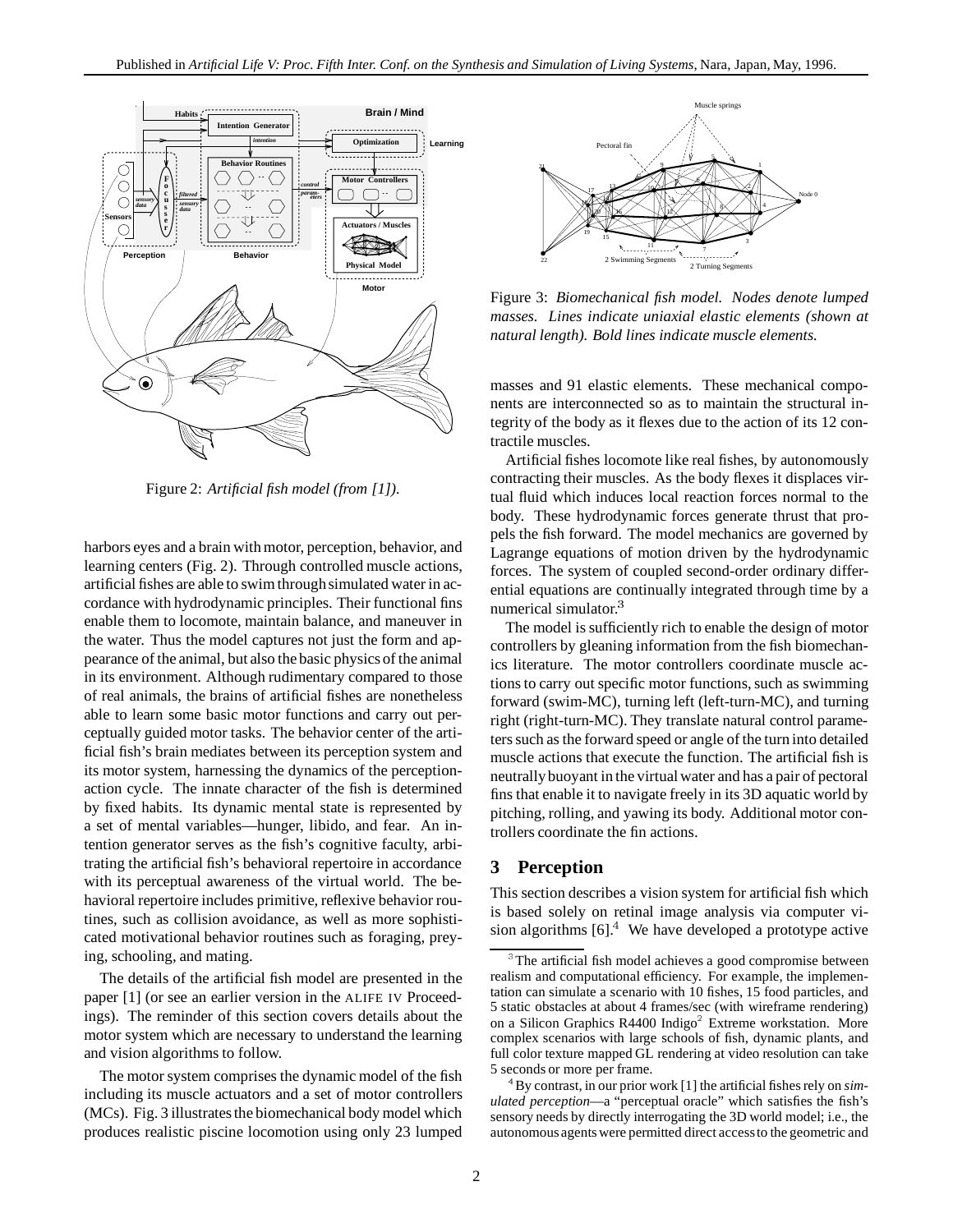Figure 2: *Artificial fish model (from [1]).*

Figure 3: *Biomechanical fish model. Nodes denote lumped masses. Lines indicate uniaxial elastic elements (shown at natural length). Bold lines indicate muscle elements.*

harbors eyes and a brain with motor, perception, behavior, and learning centers (Fig. 2). Through controlled muscle actions, artificial fishes are able to swim through simulated water in accordance with hydrodynamic principles. Their functional fins enable them to locomote, maintain balance, and maneuver in the water. Thus the model captures not just the form and appearance of the animal, but also the basic physics of the animal in its environment. Although rudimentary compared to those of real animals, the brains of artificial fishes are nonetheless able to learn some basic motor functions and carry out perceptually guided motor tasks. The behavior center of the artificial fish's brain mediates between its perception system and its motor system, harnessing the dynamics of the perception-action cycle. The innate character of the fish is determined by fixed habits. Its dynamic mental state is represented by a set of mental variables—hunger, libido, and fear. An intention generator serves as the fish's cognitive faculty, arbitrating the artificial fish's behavioral repertoire in accordance with its perceptual awareness of the virtual world. The behavioral repertoire includes primitive, reflexive behavior routines, such as collision avoidance, as well as more sophisticated motivational behavior routines such as foraging, preying, schooling, and mating.

The details of the artificial fish model are presented in the paper [1] (or see an earlier version in the ALIFE IV Proceedings). The reminder of this section covers details about the motor system which are necessary to understand the learning and vision algorithms to follow.

The motor system comprises the dynamic model of the fish including its muscle actuators and a set of motor controllers (MCs). Fig. 3 illustrates the biomechanical body model which produces realistic piscine locomotion using only 23 lumped masses and 91 elastic elements. These mechanical components are interconnected so as to maintain the structural integrity of the body as it flexes due to the action of its 12 contractile muscles.

Artificial fishes locomote like real fishes, by autonomously contracting their muscles. As the body flexes it displaces virtual fluid which induces local reaction forces normal to the body. These hydrodynamic forces generate thrust that propels the fish forward. The model mechanics are governed by Lagrange equations of motion driven by the hydrodynamic forces. The system of coupled second-order ordinary differential equations are continually integrated through time by a numerical simulator.[3]

The model is sufficiently rich to enable the design of motor controllers by gleaning information from the fish biomechanics literature. The motor controllers coordinate muscle actions to carry out specific motor functions, such as swimming forward (swim-MC), turning left (left-turn-MC), and turning right (right-turn-MC). They translate natural control parameters such as the forward speed or angle of the turn into detailed muscle actions that execute the function. The artificial fish is neutrally buoyant in the virtual water and has a pair of pectoral fins that enable it to navigate freely in its 3D aquatic world by pitching, rolling, and yawing its body. Additional motor controllers coordinate the fin actions.

## 3 Perception

This section describes a vision system for artificial fish which is based solely on retinal image analysis via computer vision algorithms [6].[4] We have developed a prototype active

[3] The artificial fish model achieves a good compromise between realism and computational efficiency. For example, the implementation can simulate a scenario with 10 fishes, 15 food particles, and 5 static obstacles at about 4 frames/sec (with wireframe rendering) on a Silicon Graphics R4400 Indigo[2] Extreme workstation. More complex scenarios with large schools of fish, dynamic plants, and full color texture mapped GL rendering at video resolution can take 5 seconds or more per frame.

[4] By contrast, in our prior work [1] the artificial fishes rely on *simulated perception*—a "perceptual oracle" which satisfies the fish's sensory needs by directly interrogating the 3D world model; i.e., the autonomous agents were permitted direct access to the geometric and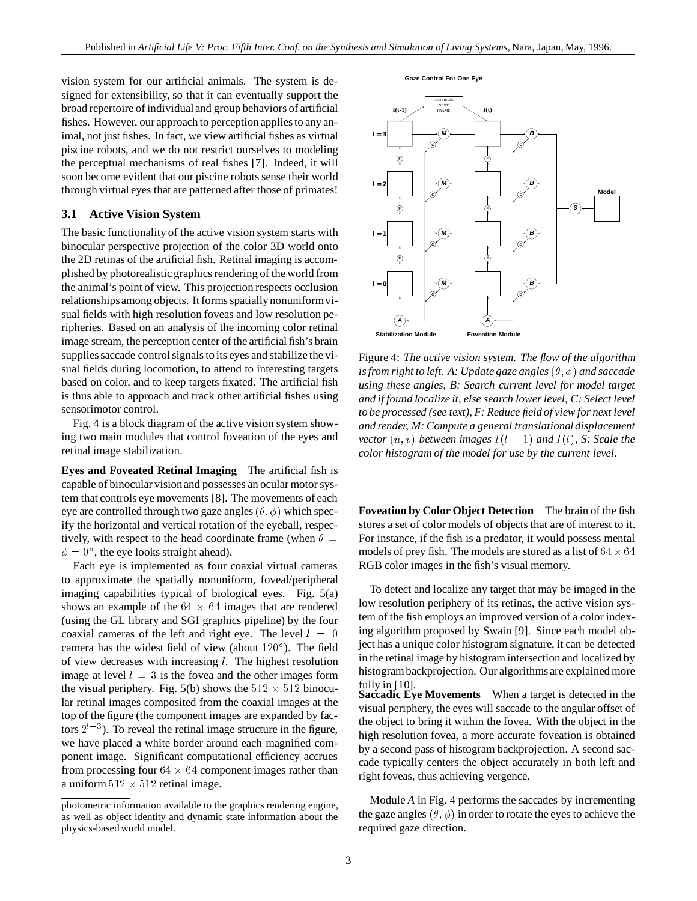vision system for our artificial animals. The system is designed for extensibility, so that it can eventually support the broad repertoire of individual and group behaviors of artificial fishes. However, our approach to perception applies to any animal, not just fishes. In fact, we view artificial fishes as virtual piscine robots, and we do not restrict ourselves to modeling the perceptual mechanisms of real fishes [7]. Indeed, it will soon become evident that our piscine robots sense their world through virtual eyes that are patterned after those of primates!

### 3.1 Active Vision System

The basic functionality of the active vision system starts with binocular perspective projection of the color 3D world onto the 2D retinas of the artificial fish. Retinal imaging is accomplished by photorealistic graphics rendering of the world from the animal's point of view. This projection respects occlusion relationships among objects. It forms spatially nonuniform visual fields with high resolution foveas and low resolution peripheries. Based on an analysis of the incoming color retinal image stream, the perception center of the artificial fish's brain supplies saccade control signals to its eyes and stabilize the visual fields during locomotion, to attend to interesting targets based on color, and to keep targets fixated. The artificial fish is thus able to approach and track other artificial fishes using sensorimotor control.

Fig. 4 is a block diagram of the active vision system showing two main modules that control foveation of the eyes and retinal image stabilization.

**Eyes and Foveated Retinal Imaging** The artificial fish is capable of binocular vision and possesses an ocular motor system that controls eye movements [8]. The movements of each eye are controlled through two gaze angles $(\theta, \phi)$ which specify the horizontal and vertical rotation of the eyeball, respectively, with respect to the head coordinate frame (when $\theta = \phi = 0°$, the eye looks straight ahead).

Each eye is implemented as four coaxial virtual cameras to approximate the spatially nonuniform, foveal/peripheral imaging capabilities typical of biological eyes. Fig. 5(a) shows an example of the $64 \times 64$ images that are rendered (using the GL library and SGI graphics pipeline) by the four coaxial cameras of the left and right eye. The level $l = 0$ camera has the widest field of view (about $120°$). The field of view decreases with increasing $l$. The highest resolution image at level $l = 3$ is the fovea and the other images form the visual periphery. Fig. 5(b) shows the $512 \times 512$ binocular retinal images composited from the coaxial images at the top of the figure (the component images are expanded by factors $2^{l-3}$). To reveal the retinal image structure in the figure, we have placed a white border around each magnified component image. Significant computational efficiency accrues from processing four $64 \times 64$ component images rather than a uniform $512 \times 512$ retinal image.

photometric information available to the graphics rendering engine, as well as object identity and dynamic state information about the physics-based world model.

Figure 4: *The active vision system. The flow of the algorithm is from right to left. A: Update gaze angles $(\theta, \phi)$ and saccade using these angles, B: Search current level for model target and if found localize it, else search lower level, C: Select level to be processed (see text), F: Reduce field of view for next level and render, M: Compute a general translational displacement vector $(u, v)$ between images $I(t-1)$ and $I(t)$, S: Scale the color histogram of the model for use by the current level.*

**Foveation by Color Object Detection** The brain of the fish stores a set of color models of objects that are of interest to it. For instance, if the fish is a predator, it would possess mental models of prey fish. The models are stored as a list of $64 \times 64$ RGB color images in the fish's visual memory.

To detect and localize any target that may be imaged in the low resolution periphery of its retinas, the active vision system of the fish employs an improved version of a color indexing algorithm proposed by Swain [9]. Since each model object has a unique color histogram signature, it can be detected in the retinal image by histogram intersection and localized by histogram backprojection. Our algorithms are explained more fully in [10].

**Saccadic Eye Movements** When a target is detected in the visual periphery, the eyes will saccade to the angular offset of the object to bring it within the fovea. With the object in the high resolution fovea, a more accurate foveation is obtained by a second pass of histogram backprojection. A second saccade typically centers the object accurately in both left and right foveas, thus achieving vergence.

Module *A* in Fig. 4 performs the saccades by incrementing the gaze angles $(\theta, \phi)$ in order to rotate the eyes to achieve the required gaze direction.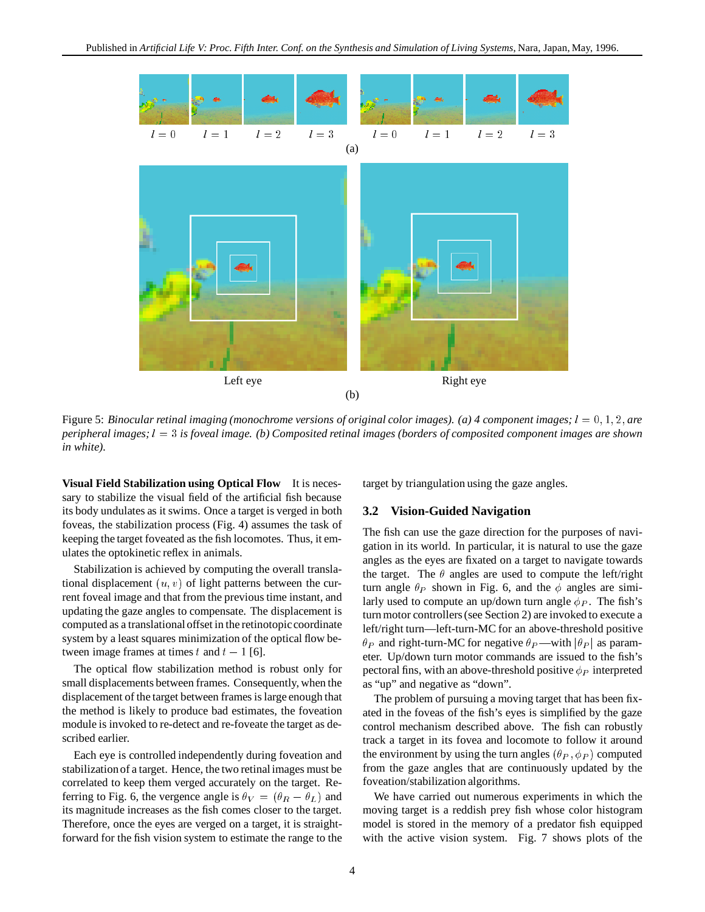Figure 5: *Binocular retinal imaging (monochrome versions of original color images). (a) 4 component images; $l = 0, 1, 2$, are peripheral images; $l = 3$ is foveal image. (b) Composited retinal images (borders of composited component images are shown in white).*

**Visual Field Stabilization using Optical Flow** It is necessary to stabilize the visual field of the artificial fish because its body undulates as it swims. Once a target is verged in both foveas, the stabilization process (Fig. 4) assumes the task of keeping the target foveated as the fish locomotes. Thus, it emulates the optokinetic reflex in animals.

Stabilization is achieved by computing the overall translational displacement $(u, v)$ of light patterns between the current foveal image and that from the previous time instant, and updating the gaze angles to compensate. The displacement is computed as a translational offset in the retinotopic coordinate system by a least squares minimization of the optical flow between image frames at times $t$ and $t-1$ [6].

The optical flow stabilization method is robust only for small displacements between frames. Consequently, when the displacement of the target between frames is large enough that the method is likely to produce bad estimates, the foveation module is invoked to re-detect and re-foveate the target as described earlier.

Each eye is controlled independently during foveation and stabilization of a target. Hence, the two retinal images must be correlated to keep them verged accurately on the target. Referring to Fig. 6, the vergence angle is $\theta_V = (\theta_R - \theta_L)$ and its magnitude increases as the fish comes closer to the target. Therefore, once the eyes are verged on a target, it is straightforward for the fish vision system to estimate the range to the target by triangulation using the gaze angles.

### 3.2 Vision-Guided Navigation

The fish can use the gaze direction for the purposes of navigation in its world. In particular, it is natural to use the gaze angles as the eyes are fixated on a target to navigate towards the target. The $\theta$ angles are used to compute the left/right turn angle $\theta_P$ shown in Fig. 6, and the $\phi$ angles are similarly used to compute an up/down turn angle $\phi_P$. The fish's turn motor controllers (see Section 2) are invoked to execute a left/right turn—left-turn-MC for an above-threshold positive $\theta_P$ and right-turn-MC for negative $\theta_P$—with $|\theta_P|$ as parameter. Up/down turn motor commands are issued to the fish's pectoral fins, with an above-threshold positive $\phi_P$ interpreted as "up" and negative as "down".

The problem of pursuing a moving target that has been fixated in the foveas of the fish's eyes is simplified by the gaze control mechanism described above. The fish can robustly track a target in its fovea and locomote to follow it around the environment by using the turn angles $(\theta_P, \phi_P)$ computed from the gaze angles that are continuously updated by the foveation/stabilization algorithms.

We have carried out numerous experiments in which the moving target is a reddish prey fish whose color histogram model is stored in the memory of a predator fish equipped with the active vision system. Fig. 7 shows plots of the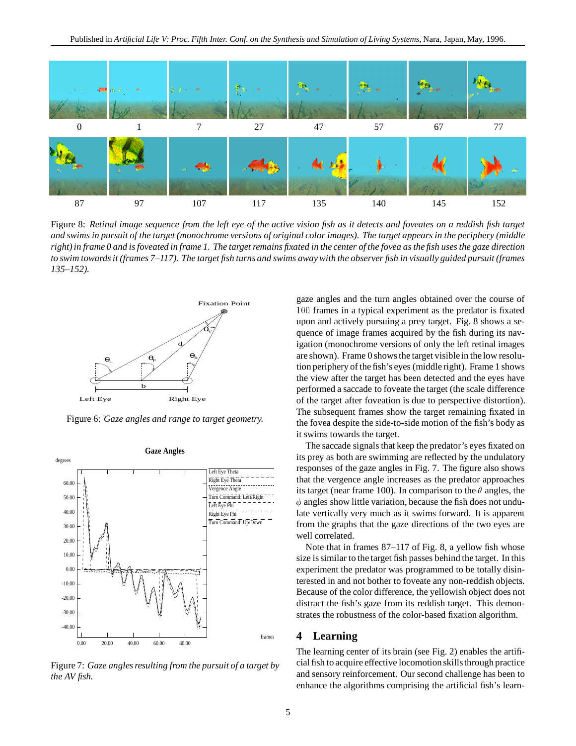Figure 8: *Retinal image sequence from the left eye of the active vision fish as it detects and foveates on a reddish fish target and swims in pursuit of the target (monochrome versions of original color images). The target appears in the periphery (middle right) in frame 0 and is foveated in frame 1. The target remains fixated in the center of the fovea as the fish uses the gaze direction to swim towards it (frames 7–117). The target fish turns and swims away with the observer fish in visually guided pursuit (frames 135–152).*

Figure 6: *Gaze angles and range to target geometry.*

Figure 7: *Gaze angles resulting from the pursuit of a target by the AV fish.*

gaze angles and the turn angles obtained over the course of 100 frames in a typical experiment as the predator is fixated upon and actively pursuing a prey target. Fig. 8 shows a sequence of image frames acquired by the fish during its navigation (monochrome versions of only the left retinal images are shown). Frame 0 shows the target visible in the low resolution periphery of the fish's eyes (middle right). Frame 1 shows the view after the target has been detected and the eyes have performed a saccade to foveate the target (the scale difference of the target after foveation is due to perspective distortion). The subsequent frames show the target remaining fixated in the fovea despite the side-to-side motion of the fish's body as it swims towards the target.

The saccade signals that keep the predator's eyes fixated on its prey as both are swimming are reflected by the undulatory responses of the gaze angles in Fig. 7. The figure also shows that the vergence angle increases as the predator approaches its target (near frame 100). In comparison to the $\theta$ angles, the $\phi$ angles show little variation, because the fish does not undulate vertically very much as it swims forward. It is apparent from the graphs that the gaze directions of the two eyes are well correlated.

Note that in frames 87–117 of Fig. 8, a yellow fish whose size is similar to the target fish passes behind the target. In this experiment the predator was programmed to be totally disinterested in and not bother to foveate any non-reddish objects. Because of the color difference, the yellowish object does not distract the fish's gaze from its reddish target. This demonstrates the robustness of the color-based fixation algorithm.

## 4 Learning

The learning center of its brain (see Fig. 2) enables the artificial fish to acquire effective locomotion skills through practice and sensory reinforcement. Our second challenge has been to enhance the algorithms comprising the artificial fish's learn-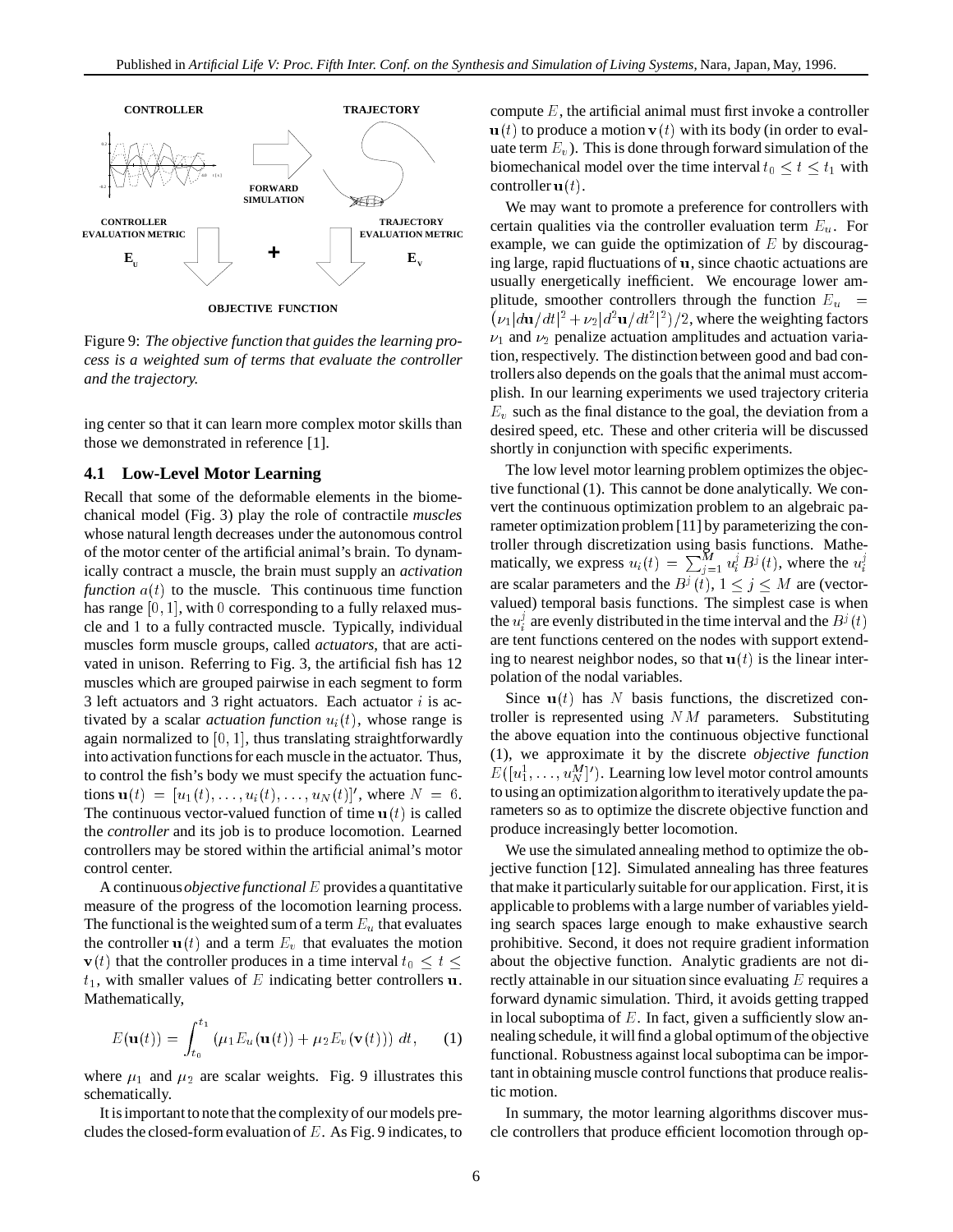Figure 9: *The objective function that guides the learning process is a weighted sum of terms that evaluate the controller and the trajectory.*

ing center so that it can learn more complex motor skills than those we demonstrated in reference [1].

### 4.1 Low-Level Motor Learning

Recall that some of the deformable elements in the biomechanical model (Fig. 3) play the role of contractile *muscles* whose natural length decreases under the autonomous control of the motor center of the artificial animal's brain. To dynamically contract a muscle, the brain must supply an *activation function* $a(t)$ to the muscle. This continuous time function has range $[0, 1]$, with $0$ corresponding to a fully relaxed muscle and 1 to a fully contracted muscle. Typically, individual muscles form muscle groups, called *actuators*, that are activated in unison. Referring to Fig. 3, the artificial fish has 12 muscles which are grouped pairwise in each segment to form 3 left actuators and 3 right actuators. Each actuator $i$ is activated by a scalar *actuation function* $u_i(t)$, whose range is again normalized to $[0, 1]$, thus translating straightforwardly into activation functions for each muscle in the actuator. Thus, to control the fish's body we must specify the actuation functions $\mathbf{u}(t) = [u_1(t), \ldots, u_i(t), \ldots, u_N(t)]'$, where $N = 6$. The continuous vector-valued function of time $\mathbf{u}(t)$ is called the *controller* and its job is to produce locomotion. Learned controllers may be stored within the artificial animal's motor control center.

A continuous *objective functional* $E$ provides a quantitative measure of the progress of the locomotion learning process. The functional is the weighted sum of a term $E_u$ that evaluates the controller $\mathbf{u}(t)$ and a term $E_v$ that evaluates the motion $\mathbf{v}(t)$ that the controller produces in a time interval $t_0 \leq t \leq t_1$, with smaller values of $E$ indicating better controllers $\mathbf{u}$. Mathematically,

$$E(\mathbf{u}(t)) = \int_{t_0}^{t_1} (\mu_1 E_u(\mathbf{u}(t)) + \mu_2 E_v(\mathbf{v}(t)))\, dt, \qquad (1)$$

where $\mu_1$ and $\mu_2$ are scalar weights. Fig. 9 illustrates this schematically.

It is important to note that the complexity of our models precludes the closed-form evaluation of $E$. As Fig. 9 indicates, to compute $E$, the artificial animal must first invoke a controller $\mathbf{u}(t)$ to produce a motion $\mathbf{v}(t)$ with its body (in order to evaluate term $E_v$). This is done through forward simulation of the biomechanical model over the time interval $t_0 \leq t \leq t_1$ with controller $\mathbf{u}(t)$.

We may want to promote a preference for controllers with certain qualities via the controller evaluation term $E_u$. For example, we can guide the optimization of $E$ by discouraging large, rapid fluctuations of $\mathbf{u}$, since chaotic actuations are usually energetically inefficient. We encourage lower amplitude, smoother controllers through the function $E_u = (\nu_1 |d\mathbf{u}/dt|^2 + \nu_2 |d^2\mathbf{u}/dt^2|^2)/2$, where the weighting factors $\nu_1$ and $\nu_2$ penalize actuation amplitudes and actuation variation, respectively. The distinction between good and bad controllers also depends on the goals that the animal must accomplish. In our learning experiments we used trajectory criteria $E_v$ such as the final distance to the goal, the deviation from a desired speed, etc. These and other criteria will be discussed shortly in conjunction with specific experiments.

The low level motor learning problem optimizes the objective functional (1). This cannot be done analytically. We convert the continuous optimization problem to an algebraic parameter optimization problem [11] by parameterizing the controller through discretization using basis functions. Mathematically, we express $u_i(t) = \sum_{j=1}^{M} u_i^j B^j(t)$, where the $u_i^j$ are scalar parameters and the $B^j(t)$, $1 \leq j \leq M$ are (vector-valued) temporal basis functions. The simplest case is when the $u_i^j$ are evenly distributed in the time interval and the $B^j(t)$ are tent functions centered on the nodes with support extending to nearest neighbor nodes, so that $\mathbf{u}(t)$ is the linear interpolation of the nodal variables.

Since $\mathbf{u}(t)$ has $N$ basis functions, the discretized controller is represented using $NM$ parameters. Substituting the above equation into the continuous objective functional (1), we approximate it by the discrete *objective function* $E([u_1^1, \ldots, u_N^M]')$. Learning low level motor control amounts to using an optimization algorithm to iteratively update the parameters so as to optimize the discrete objective function and produce increasingly better locomotion.

We use the simulated annealing method to optimize the objective function [12]. Simulated annealing has three features that make it particularly suitable for our application. First, it is applicable to problems with a large number of variables yielding search spaces large enough to make exhaustive search prohibitive. Second, it does not require gradient information about the objective function. Analytic gradients are not directly attainable in our situation since evaluating $E$ requires a forward dynamic simulation. Third, it avoids getting trapped in local suboptima of $E$. In fact, given a sufficiently slow annealing schedule, it will find a global optimum of the objective functional. Robustness against local suboptima can be important in obtaining muscle control functions that produce realistic motion.

In summary, the motor learning algorithms discover muscle controllers that produce efficient locomotion through op-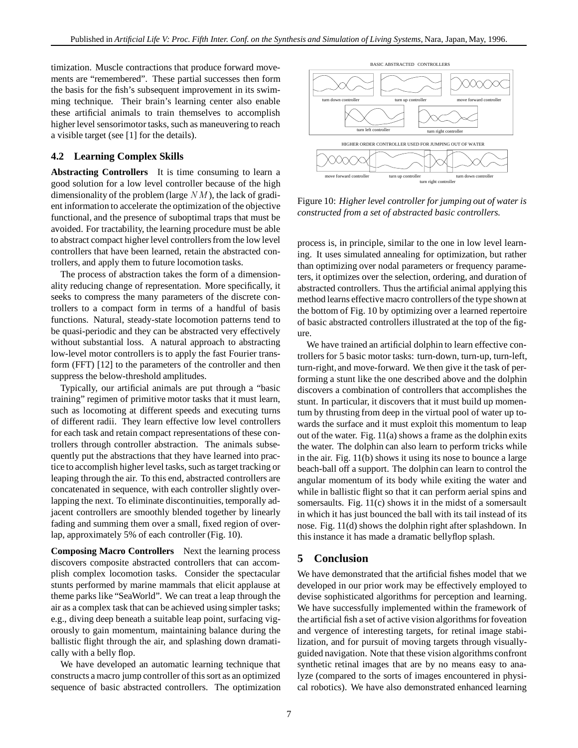timization. Muscle contractions that produce forward movements are "remembered". These partial successes then form the basis for the fish's subsequent improvement in its swimming technique. Their brain's learning center also enable these artificial animals to train themselves to accomplish higher level sensorimotor tasks, such as maneuvering to reach a visible target (see [1] for the details).

### 4.2 Learning Complex Skills

**Abstracting Controllers** It is time consuming to learn a good solution for a low level controller because of the high dimensionality of the problem (large $NM$), the lack of gradient information to accelerate the optimization of the objective functional, and the presence of suboptimal traps that must be avoided. For tractability, the learning procedure must be able to abstract compact higher level controllers from the low level controllers that have been learned, retain the abstracted controllers, and apply them to future locomotion tasks.

The process of abstraction takes the form of a dimensionality reducing change of representation. More specifically, it seeks to compress the many parameters of the discrete controllers to a compact form in terms of a handful of basis functions. Natural, steady-state locomotion patterns tend to be quasi-periodic and they can be abstracted very effectively without substantial loss. A natural approach to abstracting low-level motor controllers is to apply the fast Fourier transform (FFT) [12] to the parameters of the controller and then suppress the below-threshold amplitudes.

Typically, our artificial animals are put through a "basic training" regimen of primitive motor tasks that it must learn, such as locomoting at different speeds and executing turns of different radii. They learn effective low level controllers for each task and retain compact representations of these controllers through controller abstraction. The animals subsequently put the abstractions that they have learned into practice to accomplish higher level tasks, such as target tracking or leaping through the air. To this end, abstracted controllers are concatenated in sequence, with each controller slightly overlapping the next. To eliminate discontinuities, temporally adjacent controllers are smoothly blended together by linearly fading and summing them over a small, fixed region of overlap, approximately 5% of each controller (Fig. 10).

**Composing Macro Controllers** Next the learning process discovers composite abstracted controllers that can accomplish complex locomotion tasks. Consider the spectacular stunts performed by marine mammals that elicit applause at theme parks like "SeaWorld". We can treat a leap through the air as a complex task that can be achieved using simpler tasks; e.g., diving deep beneath a suitable leap point, surfacing vigorously to gain momentum, maintaining balance during the ballistic flight through the air, and splashing down dramatically with a belly flop.

We have developed an automatic learning technique that constructs a macro jump controller of this sort as an optimized sequence of basic abstracted controllers. The optimization

BASIC ABSTRACTED CONTROLLERS

turn down controller
turn up controller
move forward controller
turn left controller
turn right controller

HIGHER ORDER CONTROLLER USED FOR JUMPING OUT OF WATER

move forward controller
turn up controller
turn right controller
turn down controller

Figure 10: *Higher level controller for jumping out of water is constructed from a set of abstracted basic controllers.*

process is, in principle, similar to the one in low level learning. It uses simulated annealing for optimization, but rather than optimizing over nodal parameters or frequency parameters, it optimizes over the selection, ordering, and duration of abstracted controllers. Thus the artificial animal applying this method learns effective macro controllers of the type shown at the bottom of Fig. 10 by optimizing over a learned repertoire of basic abstracted controllers illustrated at the top of the figure.

We have trained an artificial dolphin to learn effective controllers for 5 basic motor tasks: turn-down, turn-up, turn-left, turn-right, and move-forward. We then give it the task of performing a stunt like the one described above and the dolphin discovers a combination of controllers that accomplishes the stunt. In particular, it discovers that it must build up momentum by thrusting from deep in the virtual pool of water up towards the surface and it must exploit this momentum to leap out of the water. Fig. 11(a) shows a frame as the dolphin exits the water. The dolphin can also learn to perform tricks while in the air. Fig. 11(b) shows it using its nose to bounce a large beach-ball off a support. The dolphin can learn to control the angular momentum of its body while exiting the water and while in ballistic flight so that it can perform aerial spins and somersaults. Fig. 11(c) shows it in the midst of a somersault in which it has just bounced the ball with its tail instead of its nose. Fig. 11(d) shows the dolphin right after splashdown. In this instance it has made a dramatic bellyflop splash.

## 5 Conclusion

We have demonstrated that the artificial fishes model that we developed in our prior work may be effectively employed to devise sophisticated algorithms for perception and learning. We have successfully implemented within the framework of the artificial fish a set of active vision algorithms for foveation and vergence of interesting targets, for retinal image stabilization, and for pursuit of moving targets through visually-guided navigation. Note that these vision algorithms confront synthetic retinal images that are by no means easy to analyze (compared to the sorts of images encountered in physical robotics). We have also demonstrated enhanced learning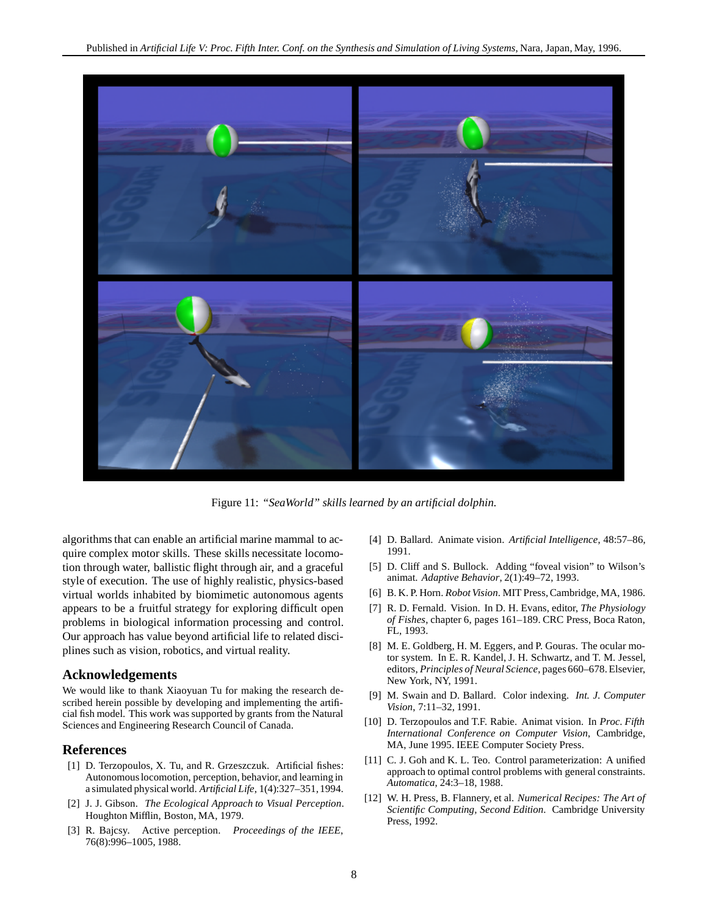Figure 11: *"SeaWorld" skills learned by an artificial dolphin.*

algorithms that can enable an artificial marine mammal to acquire complex motor skills. These skills necessitate locomotion through water, ballistic flight through air, and a graceful style of execution. The use of highly realistic, physics-based virtual worlds inhabited by biomimetic autonomous agents appears to be a fruitful strategy for exploring difficult open problems in biological information processing and control. Our approach has value beyond artificial life to related disciplines such as vision, robotics, and virtual reality.

## Acknowledgements

We would like to thank Xiaoyuan Tu for making the research described herein possible by developing and implementing the artificial fish model. This work was supported by grants from the Natural Sciences and Engineering Research Council of Canada.

## References

[1] D. Terzopoulos, X. Tu, and R. Grzeszczuk. Artificial fishes: Autonomous locomotion, perception, behavior, and learning in a simulated physical world. *Artificial Life*, 1(4):327–351, 1994.

[2] J. J. Gibson. *The Ecological Approach to Visual Perception*. Houghton Mifflin, Boston, MA, 1979.

[3] R. Bajcsy. Active perception. *Proceedings of the IEEE*, 76(8):996–1005, 1988.

[4] D. Ballard. Animate vision. *Artificial Intelligence*, 48:57–86, 1991.

[5] D. Cliff and S. Bullock. Adding "foveal vision" to Wilson's animat. *Adaptive Behavior*, 2(1):49–72, 1993.

[6] B. K. P. Horn. *Robot Vision*. MIT Press, Cambridge, MA, 1986.

[7] R. D. Fernald. Vision. In D. H. Evans, editor, *The Physiology of Fishes*, chapter 6, pages 161–189. CRC Press, Boca Raton, FL, 1993.

[8] M. E. Goldberg, H. M. Eggers, and P. Gouras. The ocular motor system. In E. R. Kandel, J. H. Schwartz, and T. M. Jessel, editors, *Principles of Neural Science*, pages 660–678. Elsevier, New York, NY, 1991.

[9] M. Swain and D. Ballard. Color indexing. *Int. J. Computer Vision*, 7:11–32, 1991.

[10] D. Terzopoulos and T.F. Rabie. Animat vision. In *Proc. Fifth International Conference on Computer Vision*, Cambridge, MA, June 1995. IEEE Computer Society Press.

[11] C. J. Goh and K. L. Teo. Control parameterization: A unified approach to optimal control problems with general constraints. *Automatica*, 24:3–18, 1988.

[12] W. H. Press, B. Flannery, et al. *Numerical Recipes: The Art of Scientific Computing, Second Edition*. Cambridge University Press, 1992.